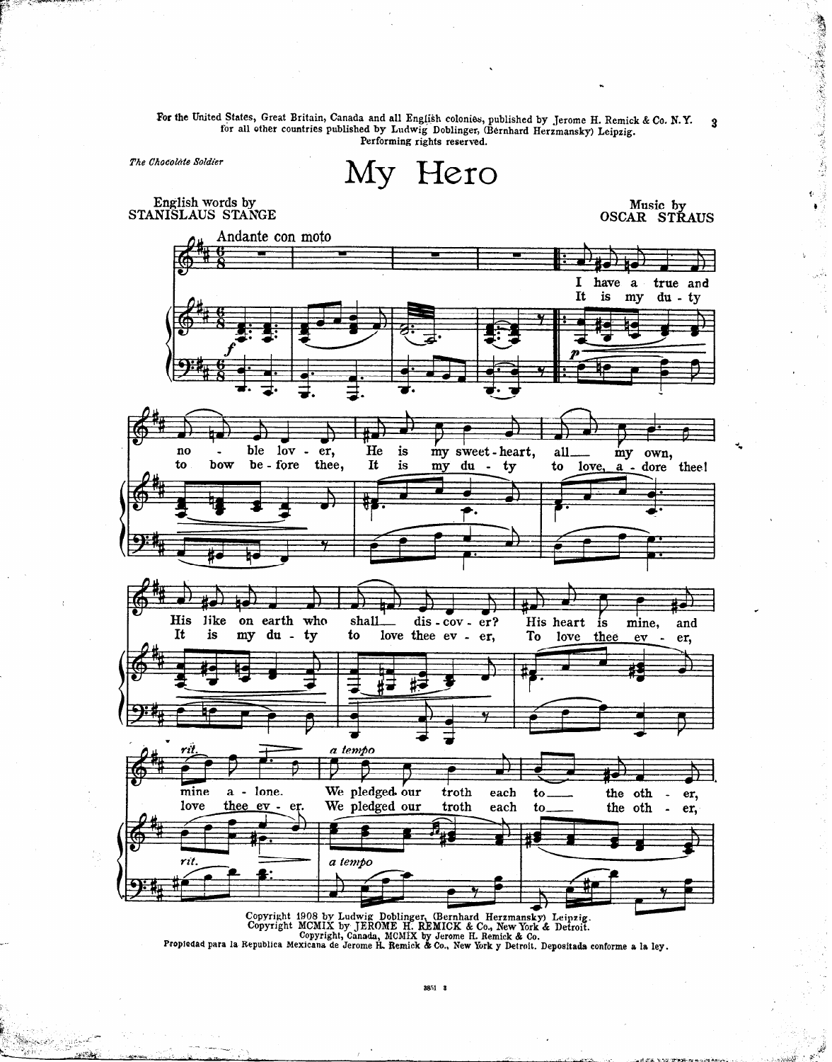For the United States, Great Britain, Canada and all English colonies, published by Jerome H. Remick & Co. N. Y.
for all other countries published by Ludwig Doblinger, (Bernhard Herzmansky) Leipzig.
Performing rights reserved.

*The Chocolate Soldier*

# My Hero

English words by
STANISLAUS STANGE

Music by
OSCAR STRAUS

Andante con moto

I have a true and noble lover, He is my sweetheart, all my own, His like on earth who shall discover? His heart is mine, and mine alone. We pledged our troth each to the other,

It is my duty to bow before thee, It is my duty to love, adore thee! It is my duty to love thee ever, To love thee ever, love thee ever. We pledged our troth each to the other,

Copyright 1908 by Ludwig Doblinger, (Bernhard Herzmansky) Leipzig.
Copyright MCMIX by JEROME H. REMICK & Co., New York & Detroit.
Copyright, Canada, MCMIX by Jerome H. Remick & Co.
Propiedad para la Republica Mexicana de Jerome H. Remick & Co., New York y Detroit. Depositada conforme a la ley.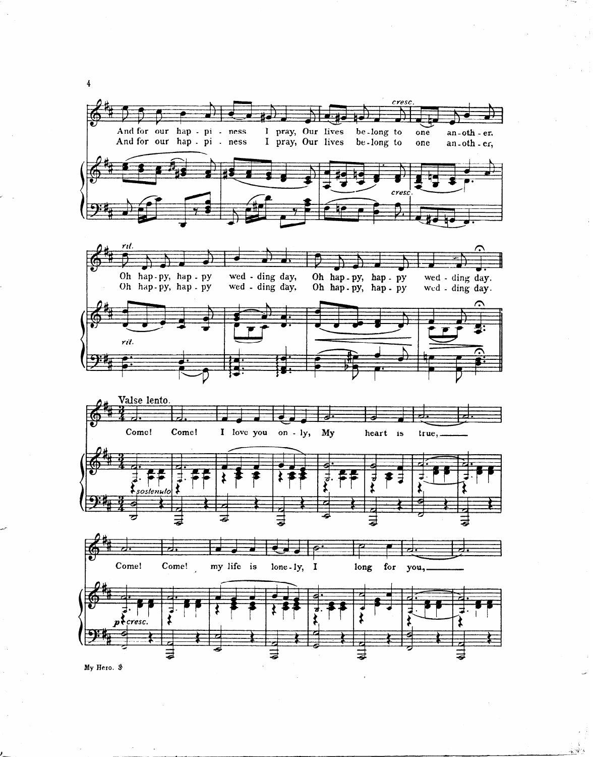*cresc.*

And for our hap - pi - ness I pray, Our lives be - long to one an - oth - er.
And for our hap - pi - ness I pray, Our lives be - long to one an - oth - er,

*cresc.*

*rit.*

Oh hap - py, hap - py wed - ding day, Oh hap - py, hap - py wed - ding day.
Oh hap - py, hap - py wed - ding day, Oh hap - py, hap - py wed - ding day.

*rit.*

**Valse lento.**

Come! Come! I love you on - ly, My heart is true, ——

*sostenuto*

Come! Come! my life is lone - ly, I long for you, ——

*p cresc.*

My Hero. 3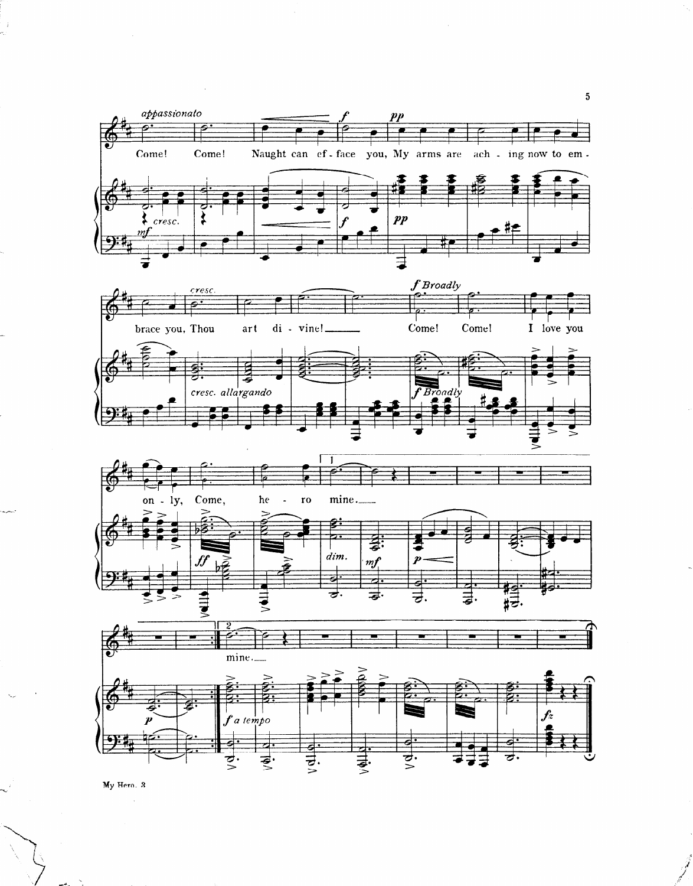*appassionato*

Come! Come! Naught can ef - face you, My arms are ach - ing now to em - brace you, Thou art di - vine!

*f Broadly*

Come! Come! I love you on - ly, Come, he - ro mine.

mine.